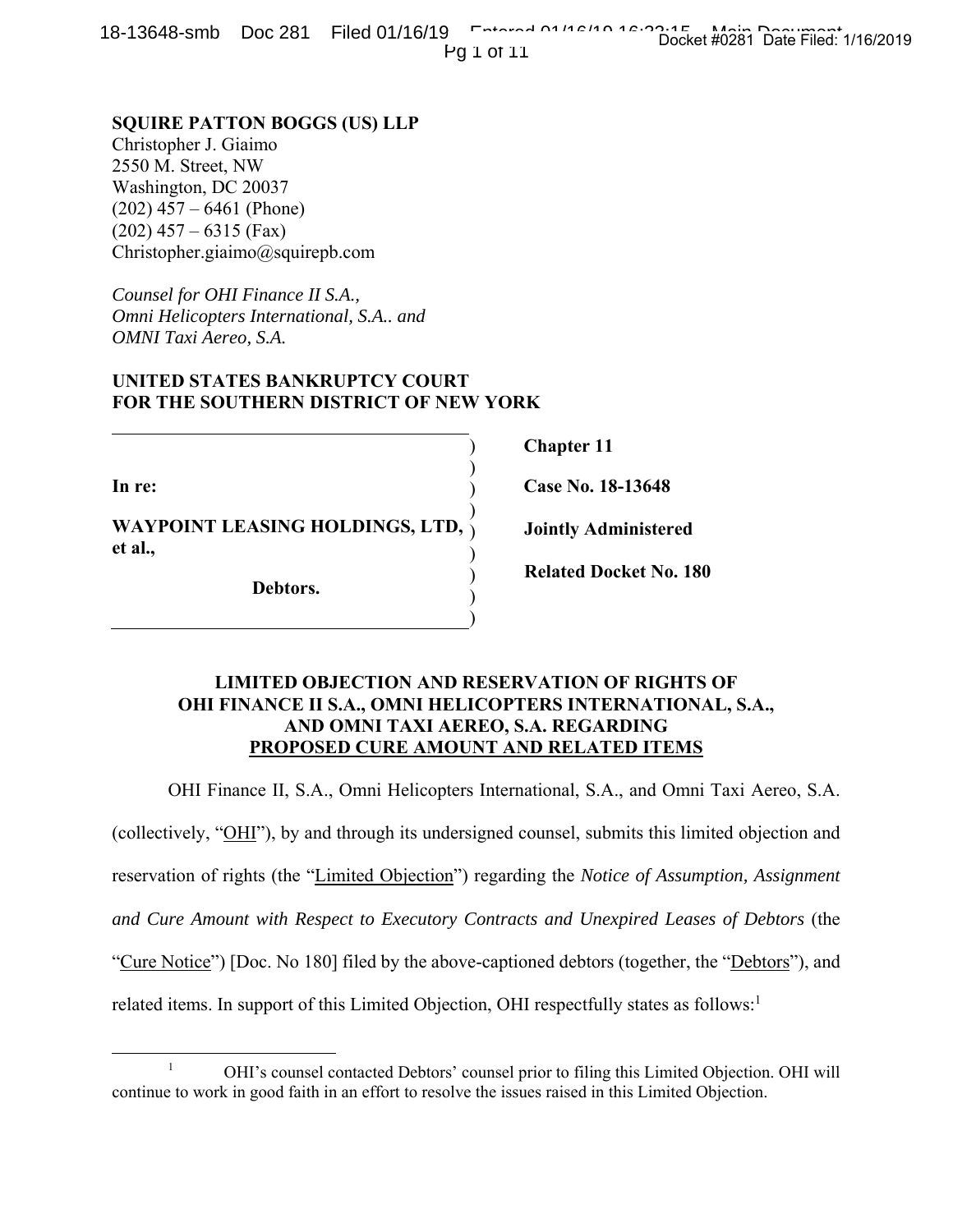**SQUIRE PATTON BOGGS (US) LLP**
Christopher J. Giaimo
2550 M. Street, NW
Washington, DC 20037
(202) 457 – 6461 (Phone)
(202) 457 – 6315 (Fax)
Christopher.giaimo@squirepb.com

*Counsel for OHI Finance II S.A., Omni Helicopters International, S.A.. and OMNI Taxi Aereo, S.A.*

**UNITED STATES BANKRUPTCY COURT**
**FOR THE SOUTHERN DISTRICT OF NEW YORK**

| | |
|---|---|
| **In re:** | **Chapter 11** |
| **WAYPOINT LEASING HOLDINGS, LTD, et al.,** | **Case No. 18-13648** |
| **Debtors.** | **Jointly Administered** |
| | **Related Docket No. 180** |

**LIMITED OBJECTION AND RESERVATION OF RIGHTS OF OHI FINANCE II S.A., OMNI HELICOPTERS INTERNATIONAL, S.A., AND OMNI TAXI AEREO, S.A. REGARDING PROPOSED CURE AMOUNT AND RELATED ITEMS**

OHI Finance II, S.A., Omni Helicopters International, S.A., and Omni Taxi Aereo, S.A. (collectively, "OHI"), by and through its undersigned counsel, submits this limited objection and reservation of rights (the "Limited Objection") regarding the *Notice of Assumption, Assignment and Cure Amount with Respect to Executory Contracts and Unexpired Leases of Debtors* (the "Cure Notice") [Doc. No 180] filed by the above-captioned debtors (together, the "Debtors"), and related items. In support of this Limited Objection, OHI respectfully states as follows:[1]

[1] OHI's counsel contacted Debtors' counsel prior to filing this Limited Objection. OHI will continue to work in good faith in an effort to resolve the issues raised in this Limited Objection.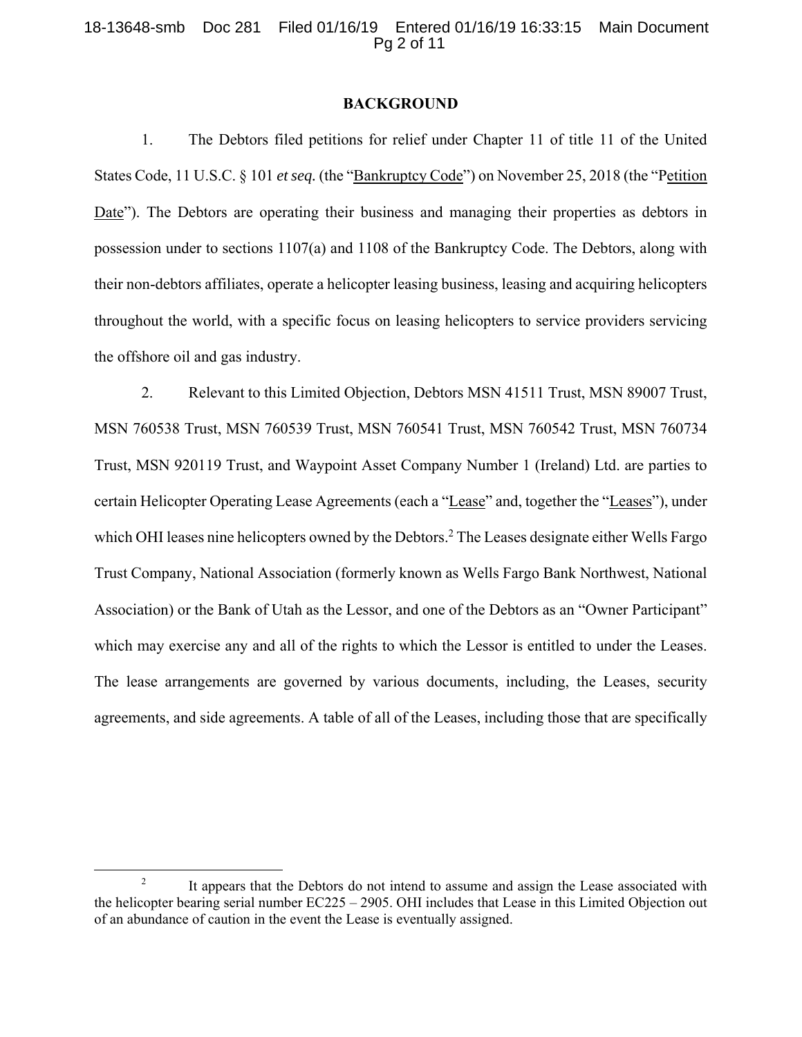## BACKGROUND

1. The Debtors filed petitions for relief under Chapter 11 of title 11 of the United States Code, 11 U.S.C. § 101 *et seq.* (the "Bankruptcy Code") on November 25, 2018 (the "Petition Date"). The Debtors are operating their business and managing their properties as debtors in possession under to sections 1107(a) and 1108 of the Bankruptcy Code. The Debtors, along with their non-debtors affiliates, operate a helicopter leasing business, leasing and acquiring helicopters throughout the world, with a specific focus on leasing helicopters to service providers servicing the offshore oil and gas industry.

2. Relevant to this Limited Objection, Debtors MSN 41511 Trust, MSN 89007 Trust, MSN 760538 Trust, MSN 760539 Trust, MSN 760541 Trust, MSN 760542 Trust, MSN 760734 Trust, MSN 920119 Trust, and Waypoint Asset Company Number 1 (Ireland) Ltd. are parties to certain Helicopter Operating Lease Agreements (each a "Lease" and, together the "Leases"), under which OHI leases nine helicopters owned by the Debtors.[2] The Leases designate either Wells Fargo Trust Company, National Association (formerly known as Wells Fargo Bank Northwest, National Association) or the Bank of Utah as the Lessor, and one of the Debtors as an "Owner Participant" which may exercise any and all of the rights to which the Lessor is entitled to under the Leases. The lease arrangements are governed by various documents, including, the Leases, security agreements, and side agreements. A table of all of the Leases, including those that are specifically

[2] It appears that the Debtors do not intend to assume and assign the Lease associated with the helicopter bearing serial number EC225 – 2905. OHI includes that Lease in this Limited Objection out of an abundance of caution in the event the Lease is eventually assigned.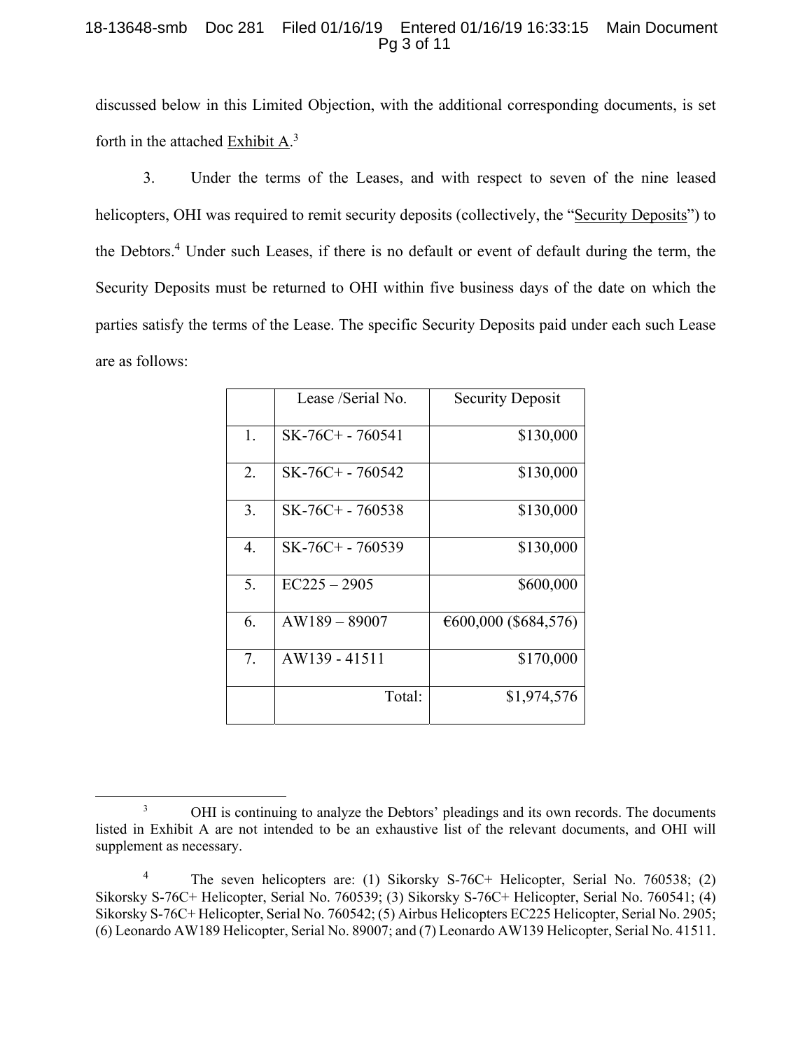discussed below in this Limited Objection, with the additional corresponding documents, is set forth in the attached Exhibit A.[3]

3. Under the terms of the Leases, and with respect to seven of the nine leased helicopters, OHI was required to remit security deposits (collectively, the "Security Deposits") to the Debtors.[4] Under such Leases, if there is no default or event of default during the term, the Security Deposits must be returned to OHI within five business days of the date on which the parties satisfy the terms of the Lease. The specific Security Deposits paid under each such Lease are as follows:

| | Lease /Serial No. | Security Deposit |
|---|---|---|
| 1. | SK-76C+ - 760541 | $130,000 |
| 2. | SK-76C+ - 760542 | $130,000 |
| 3. | SK-76C+ - 760538 | $130,000 |
| 4. | SK-76C+ - 760539 | $130,000 |
| 5. | EC225 – 2905 | $600,000 |
| 6. | AW189 – 89007 | €600,000 ($684,576) |
| 7. | AW139 - 41511 | $170,000 |
| | Total: | $1,974,576 |

---

[3] OHI is continuing to analyze the Debtors' pleadings and its own records. The documents listed in Exhibit A are not intended to be an exhaustive list of the relevant documents, and OHI will supplement as necessary.

[4] The seven helicopters are: (1) Sikorsky S-76C+ Helicopter, Serial No. 760538; (2) Sikorsky S-76C+ Helicopter, Serial No. 760539; (3) Sikorsky S-76C+ Helicopter, Serial No. 760541; (4) Sikorsky S-76C+ Helicopter, Serial No. 760542; (5) Airbus Helicopters EC225 Helicopter, Serial No. 2905; (6) Leonardo AW189 Helicopter, Serial No. 89007; and (7) Leonardo AW139 Helicopter, Serial No. 41511.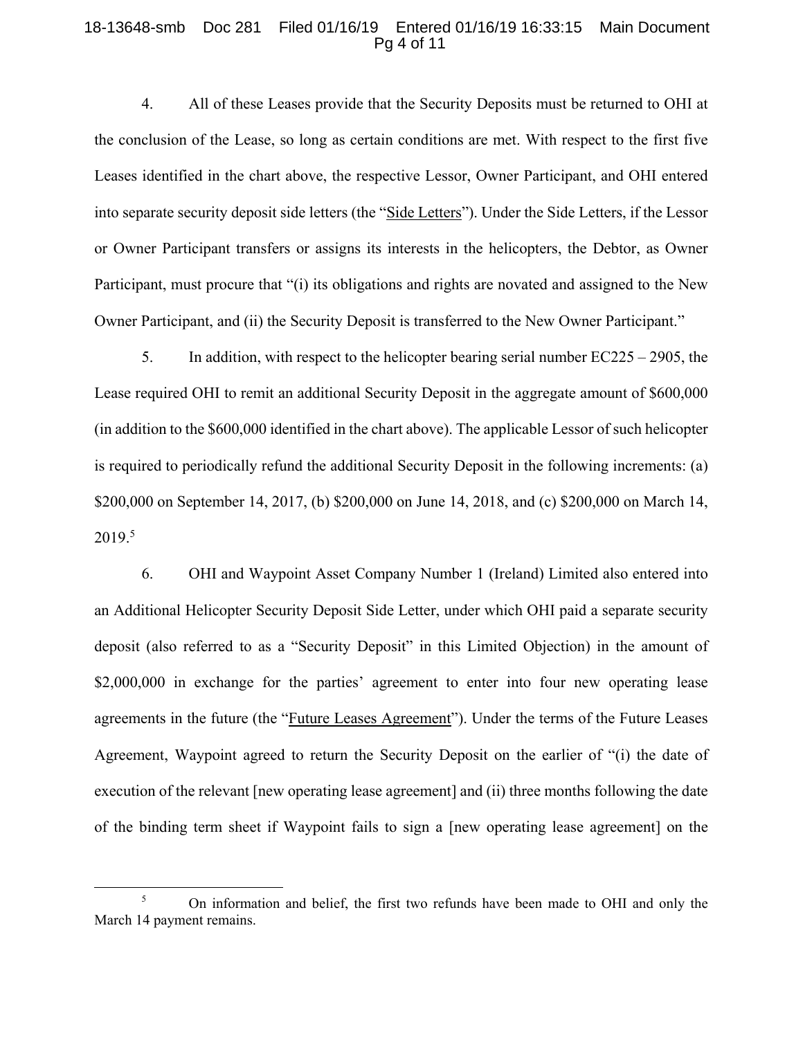4. All of these Leases provide that the Security Deposits must be returned to OHI at the conclusion of the Lease, so long as certain conditions are met. With respect to the first five Leases identified in the chart above, the respective Lessor, Owner Participant, and OHI entered into separate security deposit side letters (the "Side Letters"). Under the Side Letters, if the Lessor or Owner Participant transfers or assigns its interests in the helicopters, the Debtor, as Owner Participant, must procure that "(i) its obligations and rights are novated and assigned to the New Owner Participant, and (ii) the Security Deposit is transferred to the New Owner Participant."

5. In addition, with respect to the helicopter bearing serial number EC225 – 2905, the Lease required OHI to remit an additional Security Deposit in the aggregate amount of $600,000 (in addition to the $600,000 identified in the chart above). The applicable Lessor of such helicopter is required to periodically refund the additional Security Deposit in the following increments: (a) $200,000 on September 14, 2017, (b) $200,000 on June 14, 2018, and (c) $200,000 on March 14, 2019.[5]

6. OHI and Waypoint Asset Company Number 1 (Ireland) Limited also entered into an Additional Helicopter Security Deposit Side Letter, under which OHI paid a separate security deposit (also referred to as a "Security Deposit" in this Limited Objection) in the amount of $2,000,000 in exchange for the parties' agreement to enter into four new operating lease agreements in the future (the "Future Leases Agreement"). Under the terms of the Future Leases Agreement, Waypoint agreed to return the Security Deposit on the earlier of "(i) the date of execution of the relevant [new operating lease agreement] and (ii) three months following the date of the binding term sheet if Waypoint fails to sign a [new operating lease agreement] on the

[5] On information and belief, the first two refunds have been made to OHI and only the March 14 payment remains.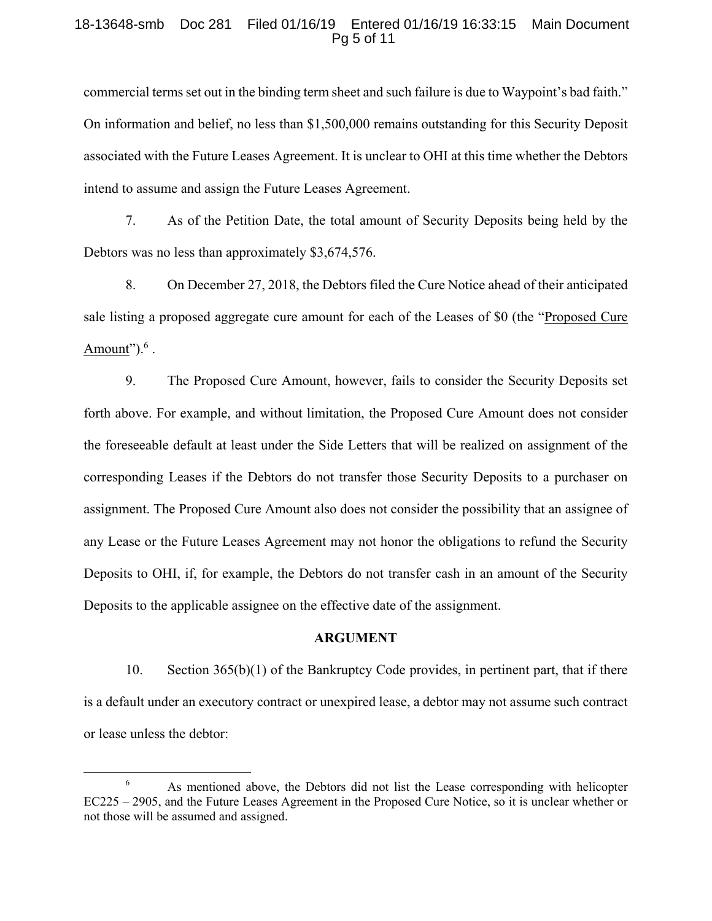commercial terms set out in the binding term sheet and such failure is due to Waypoint's bad faith." On information and belief, no less than $1,500,000 remains outstanding for this Security Deposit associated with the Future Leases Agreement. It is unclear to OHI at this time whether the Debtors intend to assume and assign the Future Leases Agreement.

7. As of the Petition Date, the total amount of Security Deposits being held by the Debtors was no less than approximately $3,674,576.

8. On December 27, 2018, the Debtors filed the Cure Notice ahead of their anticipated sale listing a proposed aggregate cure amount for each of the Leases of $0 (the "Proposed Cure Amount").[6] .

9. The Proposed Cure Amount, however, fails to consider the Security Deposits set forth above. For example, and without limitation, the Proposed Cure Amount does not consider the foreseeable default at least under the Side Letters that will be realized on assignment of the corresponding Leases if the Debtors do not transfer those Security Deposits to a purchaser on assignment. The Proposed Cure Amount also does not consider the possibility that an assignee of any Lease or the Future Leases Agreement may not honor the obligations to refund the Security Deposits to OHI, if, for example, the Debtors do not transfer cash in an amount of the Security Deposits to the applicable assignee on the effective date of the assignment.

## ARGUMENT

10. Section 365(b)(1) of the Bankruptcy Code provides, in pertinent part, that if there is a default under an executory contract or unexpired lease, a debtor may not assume such contract or lease unless the debtor:

---

[6] As mentioned above, the Debtors did not list the Lease corresponding with helicopter EC225 – 2905, and the Future Leases Agreement in the Proposed Cure Notice, so it is unclear whether or not those will be assumed and assigned.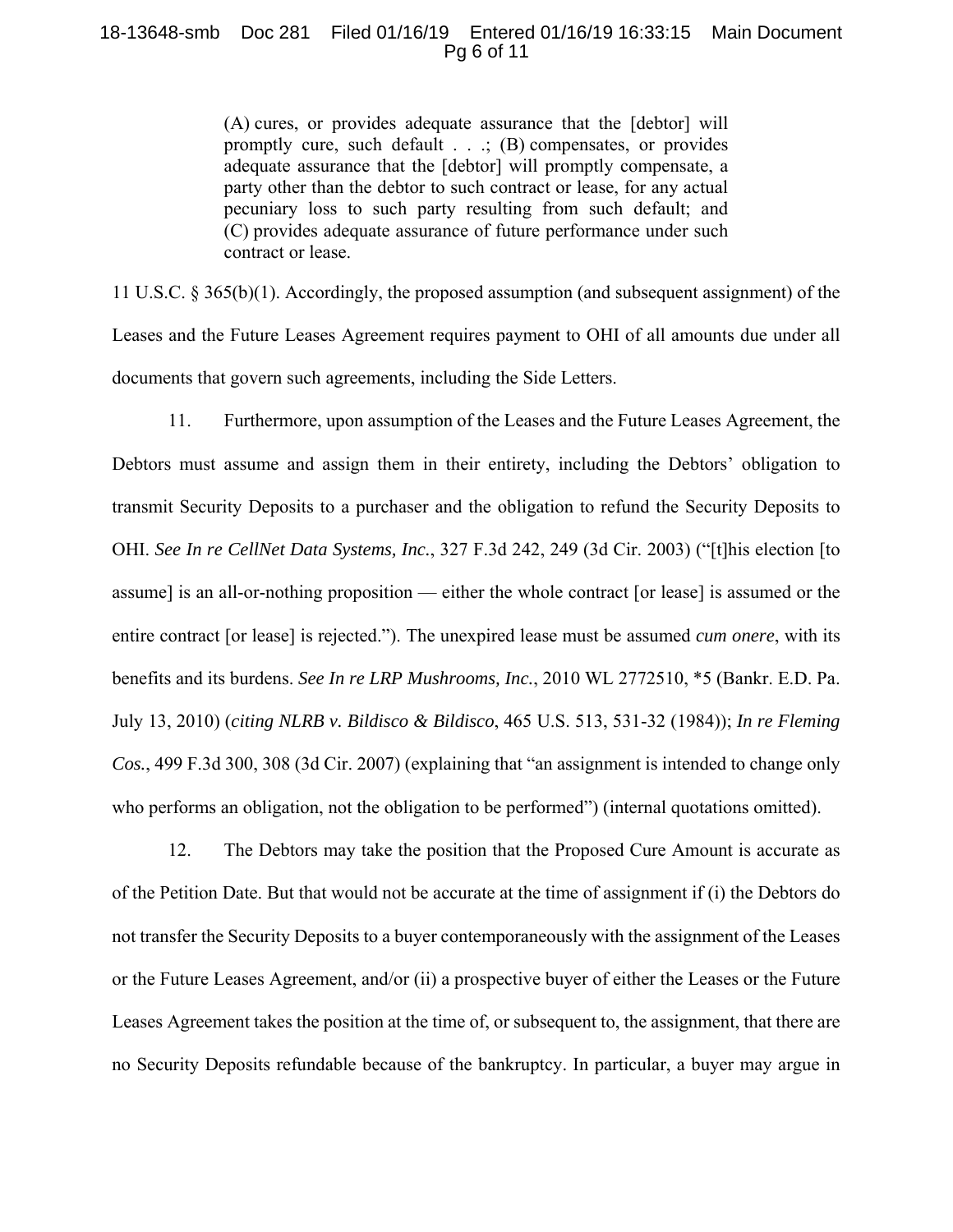> (A) cures, or provides adequate assurance that the [debtor] will promptly cure, such default . . .; (B) compensates, or provides adequate assurance that the [debtor] will promptly compensate, a party other than the debtor to such contract or lease, for any actual pecuniary loss to such party resulting from such default; and (C) provides adequate assurance of future performance under such contract or lease.

11 U.S.C. § 365(b)(1). Accordingly, the proposed assumption (and subsequent assignment) of the Leases and the Future Leases Agreement requires payment to OHI of all amounts due under all documents that govern such agreements, including the Side Letters.

11. Furthermore, upon assumption of the Leases and the Future Leases Agreement, the Debtors must assume and assign them in their entirety, including the Debtors' obligation to transmit Security Deposits to a purchaser and the obligation to refund the Security Deposits to OHI. *See In re CellNet Data Systems, Inc.*, 327 F.3d 242, 249 (3d Cir. 2003) ("[t]his election [to assume] is an all-or-nothing proposition — either the whole contract [or lease] is assumed or the entire contract [or lease] is rejected."). The unexpired lease must be assumed *cum onere*, with its benefits and its burdens. *See In re LRP Mushrooms, Inc.*, 2010 WL 2772510, *5 (Bankr. E.D. Pa. July 13, 2010) (*citing NLRB v. Bildisco & Bildisco*, 465 U.S. 513, 531-32 (1984)); *In re Fleming Cos.*, 499 F.3d 300, 308 (3d Cir. 2007) (explaining that "an assignment is intended to change only who performs an obligation, not the obligation to be performed") (internal quotations omitted).

12. The Debtors may take the position that the Proposed Cure Amount is accurate as of the Petition Date. But that would not be accurate at the time of assignment if (i) the Debtors do not transfer the Security Deposits to a buyer contemporaneously with the assignment of the Leases or the Future Leases Agreement, and/or (ii) a prospective buyer of either the Leases or the Future Leases Agreement takes the position at the time of, or subsequent to, the assignment, that there are no Security Deposits refundable because of the bankruptcy. In particular, a buyer may argue in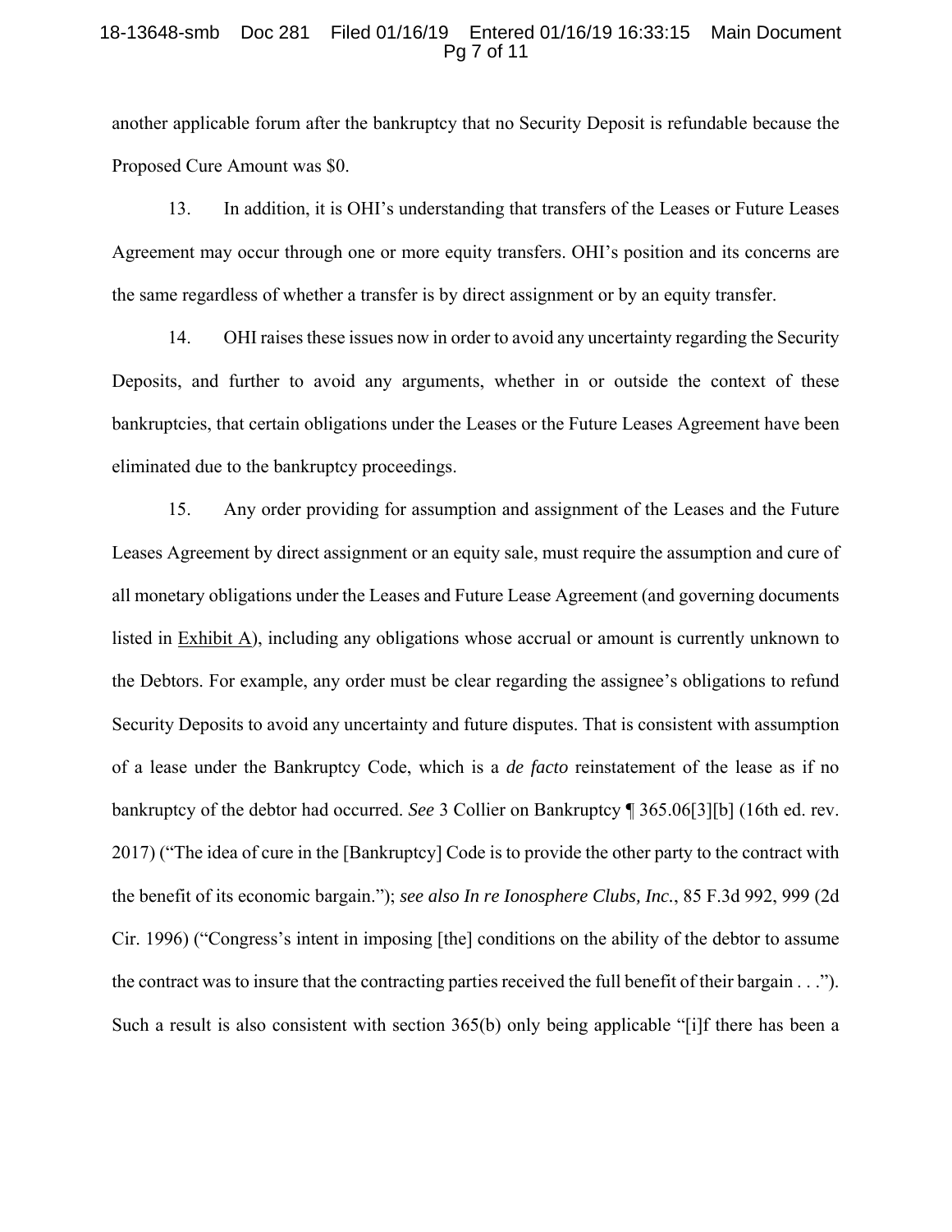another applicable forum after the bankruptcy that no Security Deposit is refundable because the Proposed Cure Amount was $0.

13. In addition, it is OHI's understanding that transfers of the Leases or Future Leases Agreement may occur through one or more equity transfers. OHI's position and its concerns are the same regardless of whether a transfer is by direct assignment or by an equity transfer.

14. OHI raises these issues now in order to avoid any uncertainty regarding the Security Deposits, and further to avoid any arguments, whether in or outside the context of these bankruptcies, that certain obligations under the Leases or the Future Leases Agreement have been eliminated due to the bankruptcy proceedings.

15. Any order providing for assumption and assignment of the Leases and the Future Leases Agreement by direct assignment or an equity sale, must require the assumption and cure of all monetary obligations under the Leases and Future Lease Agreement (and governing documents listed in Exhibit A), including any obligations whose accrual or amount is currently unknown to the Debtors. For example, any order must be clear regarding the assignee's obligations to refund Security Deposits to avoid any uncertainty and future disputes. That is consistent with assumption of a lease under the Bankruptcy Code, which is a *de facto* reinstatement of the lease as if no bankruptcy of the debtor had occurred. *See* 3 Collier on Bankruptcy ¶ 365.06[3][b] (16th ed. rev. 2017) ("The idea of cure in the [Bankruptcy] Code is to provide the other party to the contract with the benefit of its economic bargain."); *see also In re Ionosphere Clubs, Inc.*, 85 F.3d 992, 999 (2d Cir. 1996) ("Congress's intent in imposing [the] conditions on the ability of the debtor to assume the contract was to insure that the contracting parties received the full benefit of their bargain . . ."). Such a result is also consistent with section 365(b) only being applicable "[i]f there has been a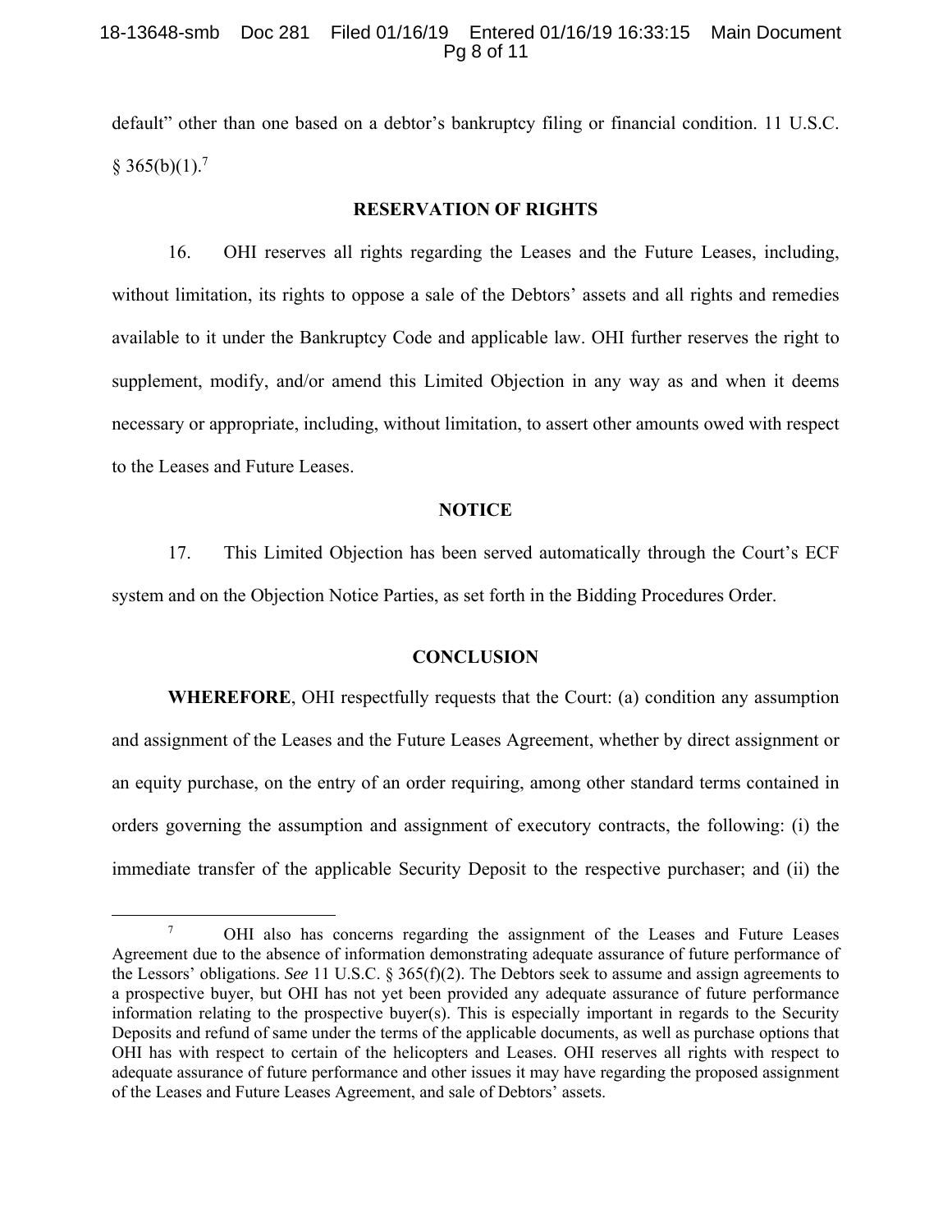default" other than one based on a debtor's bankruptcy filing or financial condition. 11 U.S.C. § 365(b)(1).[7]

## RESERVATION OF RIGHTS

16. OHI reserves all rights regarding the Leases and the Future Leases, including, without limitation, its rights to oppose a sale of the Debtors' assets and all rights and remedies available to it under the Bankruptcy Code and applicable law. OHI further reserves the right to supplement, modify, and/or amend this Limited Objection in any way as and when it deems necessary or appropriate, including, without limitation, to assert other amounts owed with respect to the Leases and Future Leases.

## NOTICE

17. This Limited Objection has been served automatically through the Court's ECF system and on the Objection Notice Parties, as set forth in the Bidding Procedures Order.

## CONCLUSION

**WHEREFORE**, OHI respectfully requests that the Court: (a) condition any assumption and assignment of the Leases and the Future Leases Agreement, whether by direct assignment or an equity purchase, on the entry of an order requiring, among other standard terms contained in orders governing the assumption and assignment of executory contracts, the following: (i) the immediate transfer of the applicable Security Deposit to the respective purchaser; and (ii) the

---

[7] OHI also has concerns regarding the assignment of the Leases and Future Leases Agreement due to the absence of information demonstrating adequate assurance of future performance of the Lessors' obligations. *See* 11 U.S.C. § 365(f)(2). The Debtors seek to assume and assign agreements to a prospective buyer, but OHI has not yet been provided any adequate assurance of future performance information relating to the prospective buyer(s). This is especially important in regards to the Security Deposits and refund of same under the terms of the applicable documents, as well as purchase options that OHI has with respect to certain of the helicopters and Leases. OHI reserves all rights with respect to adequate assurance of future performance and other issues it may have regarding the proposed assignment of the Leases and Future Leases Agreement, and sale of Debtors' assets.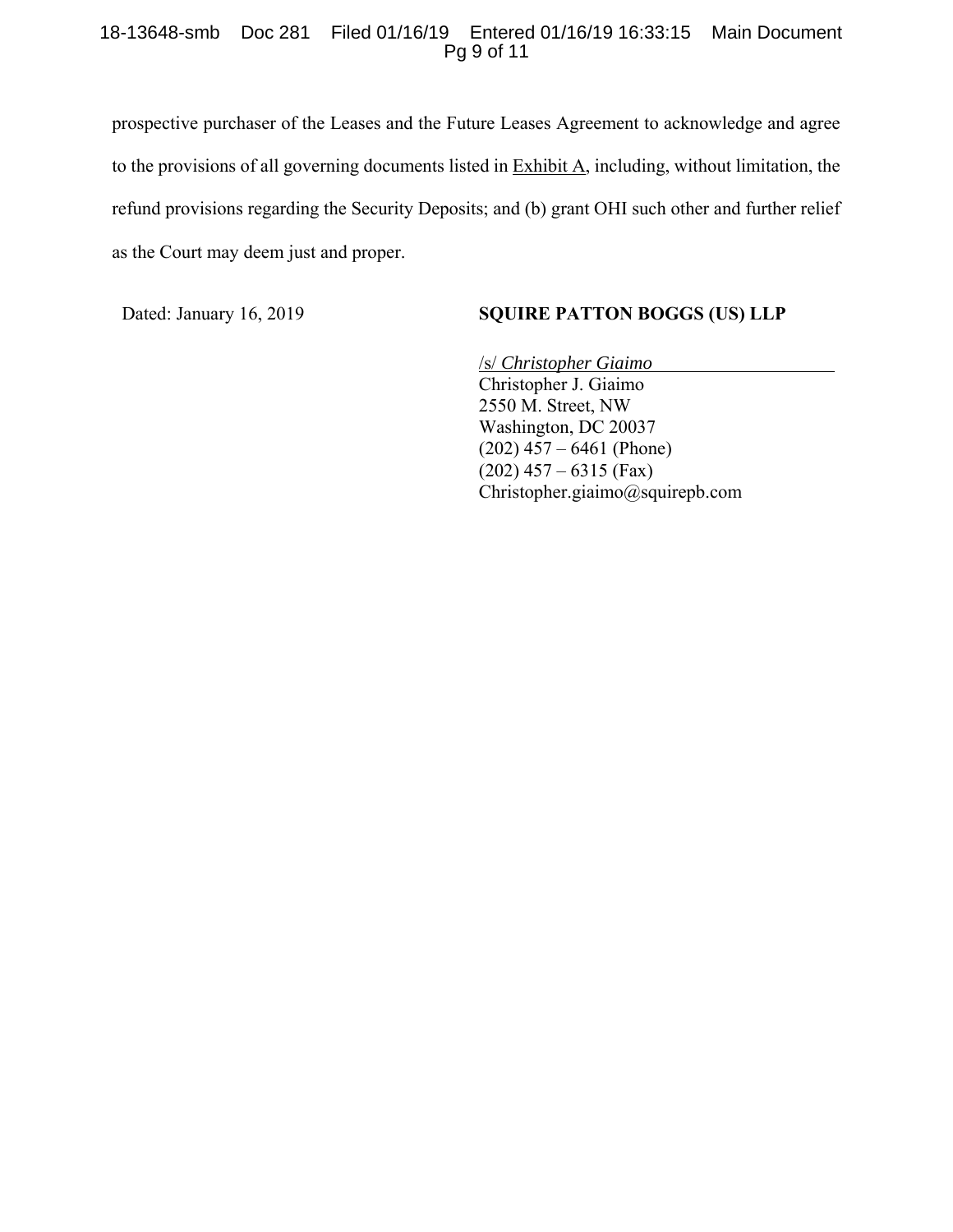prospective purchaser of the Leases and the Future Leases Agreement to acknowledge and agree to the provisions of all governing documents listed in Exhibit A, including, without limitation, the refund provisions regarding the Security Deposits; and (b) grant OHI such other and further relief as the Court may deem just and proper.

Dated: January 16, 2019

**SQUIRE PATTON BOGGS (US) LLP**

/s/ *Christopher Giaimo*
Christopher J. Giaimo
2550 M. Street, NW
Washington, DC 20037
(202) 457 – 6461 (Phone)
(202) 457 – 6315 (Fax)
Christopher.giaimo@squirepb.com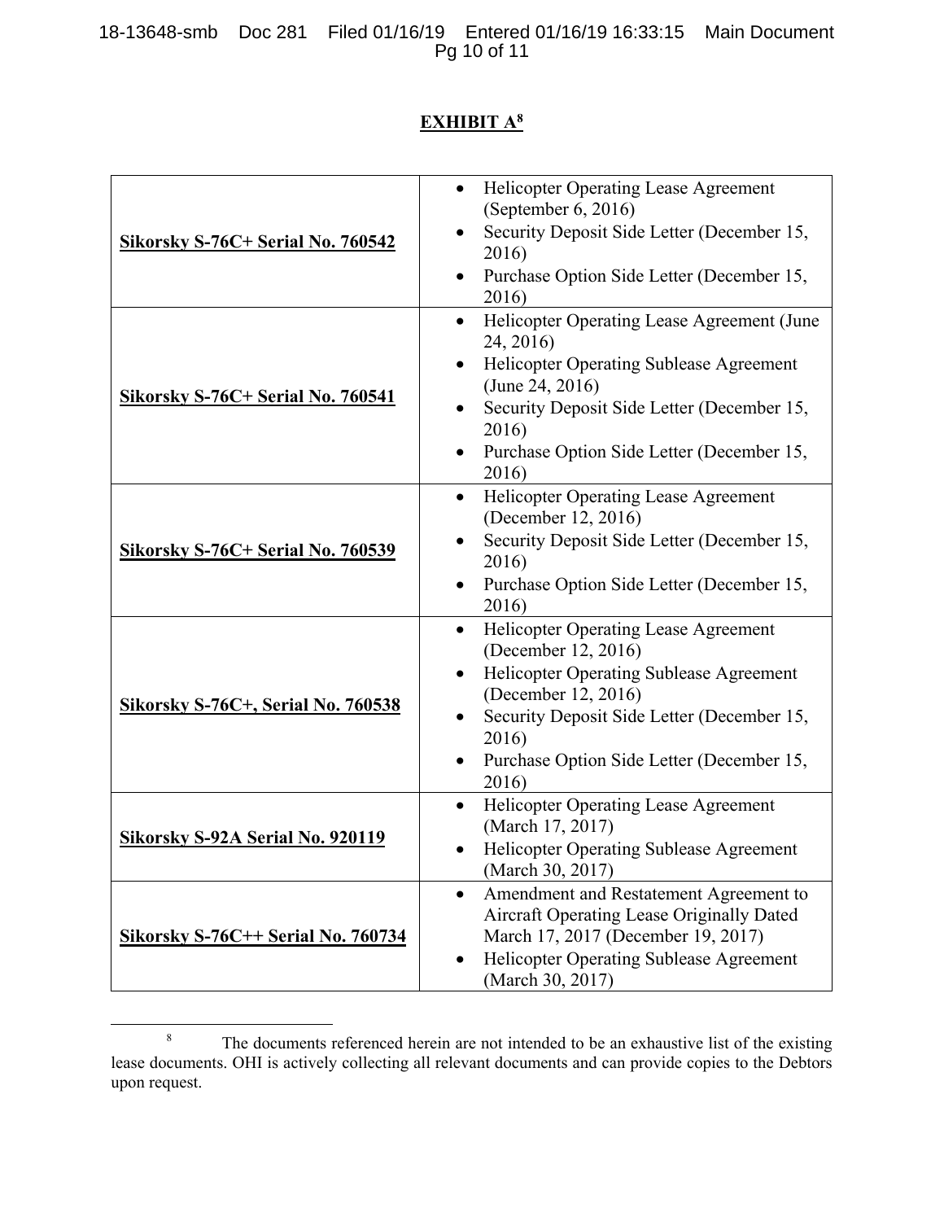## EXHIBIT A[8]

| | |
|---|---|
| **Sikorsky S-76C+ Serial No. 760542** | • Helicopter Operating Lease Agreement (September 6, 2016)<br>• Security Deposit Side Letter (December 15, 2016)<br>• Purchase Option Side Letter (December 15, 2016) |
| **Sikorsky S-76C+ Serial No. 760541** | • Helicopter Operating Lease Agreement (June 24, 2016)<br>• Helicopter Operating Sublease Agreement (June 24, 2016)<br>• Security Deposit Side Letter (December 15, 2016)<br>• Purchase Option Side Letter (December 15, 2016) |
| **Sikorsky S-76C+ Serial No. 760539** | • Helicopter Operating Lease Agreement (December 12, 2016)<br>• Security Deposit Side Letter (December 15, 2016)<br>• Purchase Option Side Letter (December 15, 2016) |
| **Sikorsky S-76C+, Serial No. 760538** | • Helicopter Operating Lease Agreement (December 12, 2016)<br>• Helicopter Operating Sublease Agreement (December 12, 2016)<br>• Security Deposit Side Letter (December 15, 2016)<br>• Purchase Option Side Letter (December 15, 2016) |
| **Sikorsky S-92A Serial No. 920119** | • Helicopter Operating Lease Agreement (March 17, 2017)<br>• Helicopter Operating Sublease Agreement (March 30, 2017) |
| **Sikorsky S-76C++ Serial No. 760734** | • Amendment and Restatement Agreement to Aircraft Operating Lease Originally Dated March 17, 2017 (December 19, 2017)<br>• Helicopter Operating Sublease Agreement (March 30, 2017) |

[8] The documents referenced herein are not intended to be an exhaustive list of the existing lease documents. OHI is actively collecting all relevant documents and can provide copies to the Debtors upon request.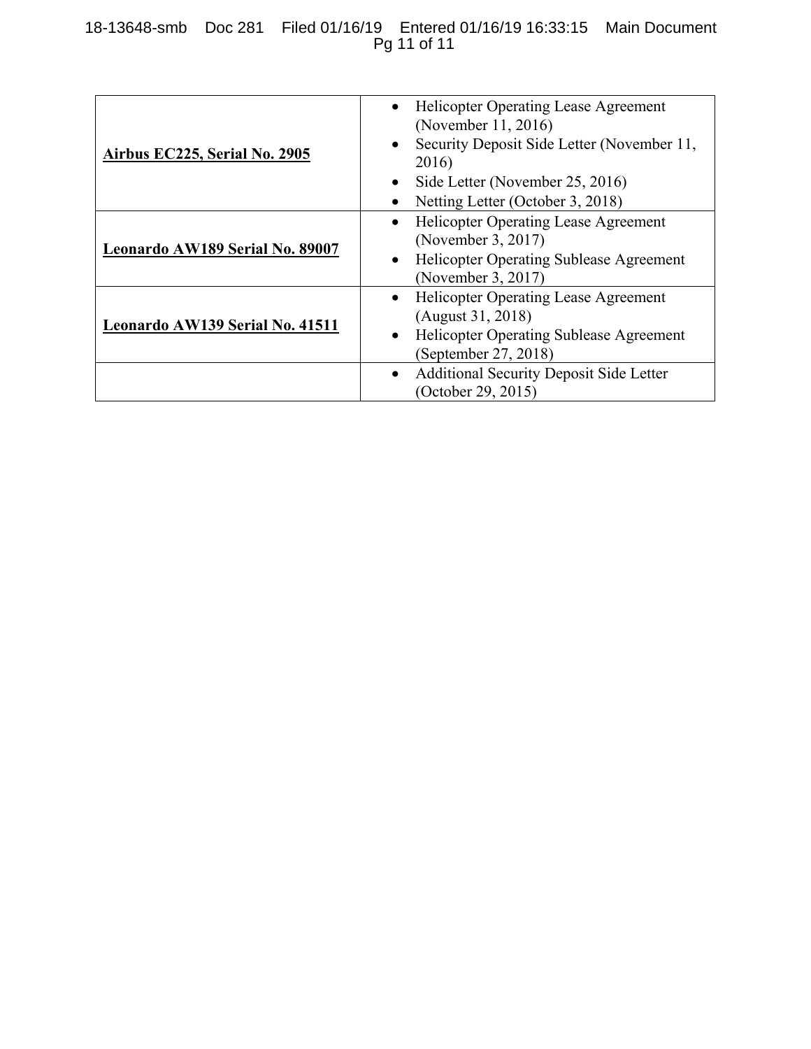| | |
|---|---|
| **Airbus EC225, Serial No. 2905** | • Helicopter Operating Lease Agreement (November 11, 2016)<br>• Security Deposit Side Letter (November 11, 2016)<br>• Side Letter (November 25, 2016)<br>• Netting Letter (October 3, 2018) |
| **Leonardo AW189 Serial No. 89007** | • Helicopter Operating Lease Agreement (November 3, 2017)<br>• Helicopter Operating Sublease Agreement (November 3, 2017) |
| **Leonardo AW139 Serial No. 41511** | • Helicopter Operating Lease Agreement (August 31, 2018)<br>• Helicopter Operating Sublease Agreement (September 27, 2018) |
| | • Additional Security Deposit Side Letter (October 29, 2015) |